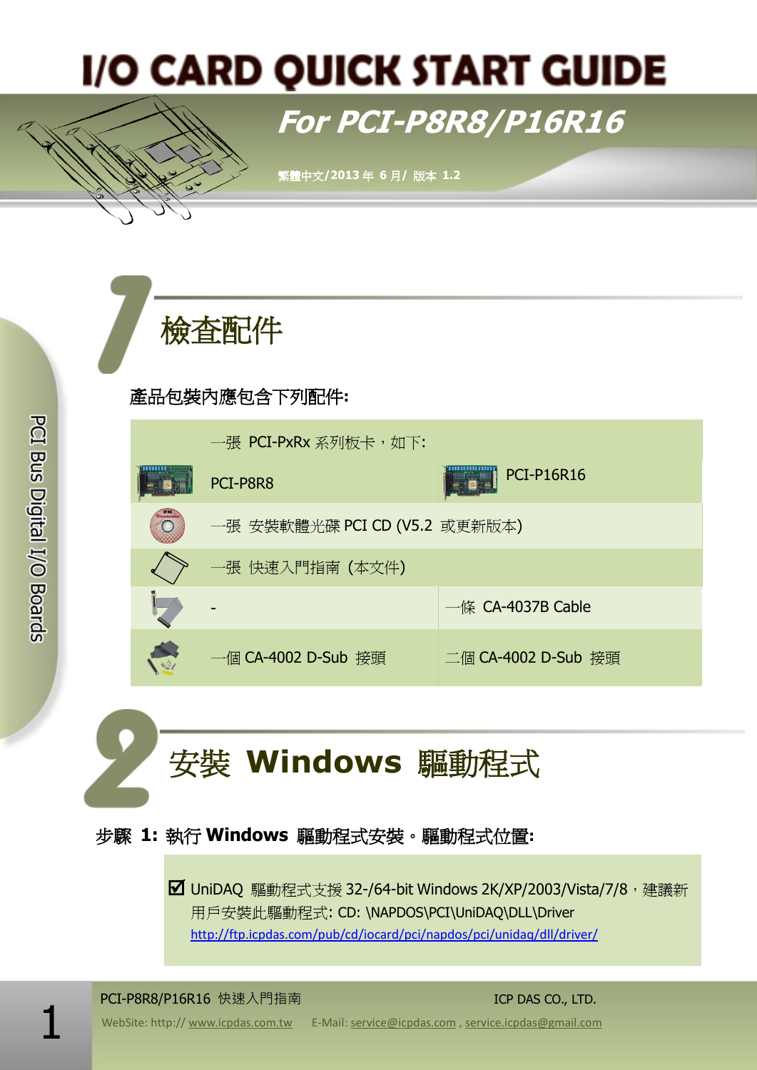# I/O CARD QUICK START GUIDE

## For PCI-P8R8/P16R16

繁體中文/2013 年 6 月/ 版本 1.2

PCI Bus Digital I/O Boards

## 1 檢查配件

產品包裝內應包含下列配件:

| 一張 PCI-PxRx 系列板卡，如下: | |
|---|---|
| PCI-P8R8 | PCI-P16R16 |
| 一張 安裝軟體光碟 PCI CD (V5.2 或更新版本) | |
| 一張 快速入門指南 (本文件) | |
| - | 一條 CA-4037B Cable |
| 一個 CA-4002 D-Sub 接頭 | 二個 CA-4002 D-Sub 接頭 |

## 2 安裝 Windows 驅動程式

**步驟 1: 執行 Windows 驅動程式安裝。驅動程式位置:**

☑ UniDAQ 驅動程式支援 32-/64-bit Windows 2K/XP/2003/Vista/7/8，建議新用戶安裝此驅動程式: CD: \NAPDOS\PCI\UniDAQ\DLL\Driver
http://ftp.icpdas.com/pub/cd/iocard/pci/napdos/pci/unidaq/dll/driver/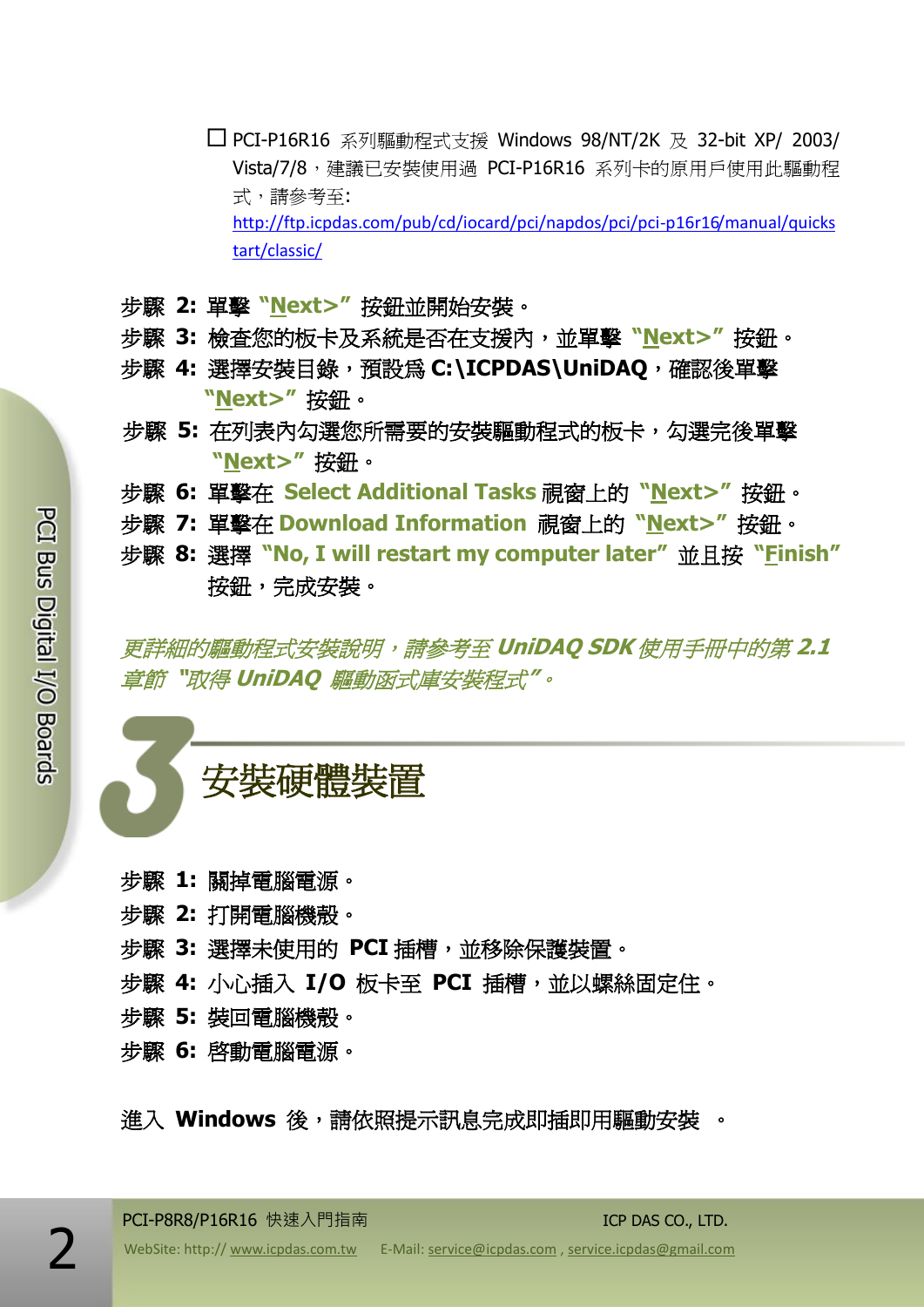☐ PCI-P16R16 系列驅動程式支援 Windows 98/NT/2K 及 32-bit XP/ 2003/ Vista/7/8，建議已安裝使用過 PCI-P16R16 系列卡的原用戶使用此驅動程式，請參考至:
http://ftp.icpdas.com/pub/cd/iocard/pci/napdos/pci/pci-p16r16/manual/quickstart/classic/

步驟 **2:** 單擊 **"Next>"** 按鈕並開始安裝。
步驟 **3:** 檢查您的板卡及系統是否在支援內，並單擊 **"Next>"** 按鈕。
步驟 **4:** 選擇安裝目錄，預設爲 **C:\ICPDAS\UniDAQ**，確認後單擊 **"Next>"** 按鈕。
步驟 **5:** 在列表內勾選您所需要的安裝驅動程式的板卡，勾選完後單擊 **"Next>"** 按鈕。
步驟 **6:** 單擊在 **Select Additional Tasks** 視窗上的 **"Next>"** 按鈕。
步驟 **7:** 單擊在 **Download Information** 視窗上的 **"Next>"** 按鈕。
步驟 **8:** 選擇 **"No, I will restart my computer later"** 並且按 **"Finish"** 按鈕，完成安裝。

*更詳細的驅動程式安裝說明，請參考至 **UniDAQ SDK** 使用手冊中的第 **2.1** 章節 **"取得 UniDAQ 驅動函式庫安裝程式"**。*

# 3 安裝硬體裝置

步驟 **1:** 關掉電腦電源。
步驟 **2:** 打開電腦機殼。
步驟 **3:** 選擇未使用的 **PCI** 插槽，並移除保護裝置。
步驟 **4:** 小心插入 **I/O** 板卡至 **PCI** 插槽，並以螺絲固定住。
步驟 **5:** 裝回電腦機殼。
步驟 **6:** 啓動電腦電源。

進入 **Windows** 後，請依照提示訊息完成即插即用驅動安裝 。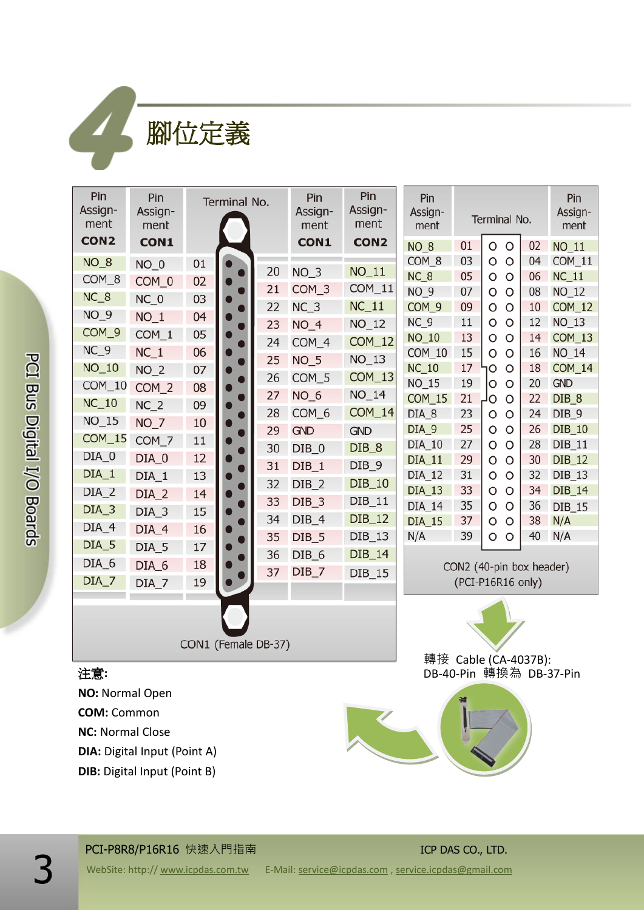# 4 腳位定義

| Pin Assignment CON2 | Pin Assignment CON1 | Terminal No. | Terminal No. | Pin Assignment CON1 | Pin Assignment CON2 |
|---|---|---|---|---|---|
| NO_8 | NO_0 | 01 | 20 | NO_3 | NO_11 |
| COM_8 | COM_0 | 02 | 21 | COM_3 | COM_11 |
| NC_8 | NC_0 | 03 | 22 | NC_3 | NC_11 |
| NO_9 | NO_1 | 04 | 23 | NO_4 | NO_12 |
| COM_9 | COM_1 | 05 | 24 | COM_4 | COM_12 |
| NC_9 | NC_1 | 06 | 25 | NO_5 | NO_13 |
| NO_10 | NO_2 | 07 | 26 | COM_5 | COM_13 |
| COM_10 | COM_2 | 08 | 27 | NO_6 | NO_14 |
| NC_10 | NC_2 | 09 | 28 | COM_6 | COM_14 |
| NO_15 | NO_7 | 10 | 29 | GND | GND |
| COM_15 | COM_7 | 11 | 30 | DIB_0 | DIB_8 |
| DIA_0 | DIA_0 | 12 | 31 | DIB_1 | DIB_9 |
| DIA_1 | DIA_1 | 13 | 32 | DIB_2 | DIB_10 |
| DIA_2 | DIA_2 | 14 | 33 | DIB_3 | DIB_11 |
| DIA_3 | DIA_3 | 15 | 34 | DIB_4 | DIB_12 |
| DIA_4 | DIA_4 | 16 | 35 | DIB_5 | DIB_13 |
| DIA_5 | DIA_5 | 17 | 36 | DIB_6 | DIB_14 |
| DIA_6 | DIA_6 | 18 | 37 | DIB_7 | DIB_15 |
| DIA_7 | DIA_7 | 19 | | | |

CON1 (Female DB-37)

| Pin Assignment | Terminal No. | Terminal No. | Pin Assignment |
|---|---|---|---|
| NO_8 | 01 | 02 | NO_11 |
| COM_8 | 03 | 04 | COM_11 |
| NC_8 | 05 | 06 | NC_11 |
| NO_9 | 07 | 08 | NO_12 |
| COM_9 | 09 | 10 | COM_12 |
| NC_9 | 11 | 12 | NO_13 |
| NO_10 | 13 | 14 | COM_13 |
| COM_10 | 15 | 16 | NO_14 |
| NC_10 | 17 | 18 | COM_14 |
| NO_15 | 19 | 20 | GND |
| COM_15 | 21 | 22 | DIB_8 |
| DIA_8 | 23 | 24 | DIB_9 |
| DIA_9 | 25 | 26 | DIB_10 |
| DIA_10 | 27 | 28 | DIB_11 |
| DIA_11 | 29 | 30 | DIB_12 |
| DIA_12 | 31 | 32 | DIB_13 |
| DIA_13 | 33 | 34 | DIB_14 |
| DIA_14 | 35 | 36 | DIB_15 |
| DIA_15 | 37 | 38 | N/A |
| N/A | 39 | 40 | N/A |

CON2 (40-pin box header)
(PCI-P16R16 only)

轉接 Cable (CA-4037B):
DB-40-Pin 轉換為 DB-37-Pin

**注意:**

**NO:** Normal Open

**COM:** Common

**NC:** Normal Close

**DIA:** Digital Input (Point A)

**DIB:** Digital Input (Point B)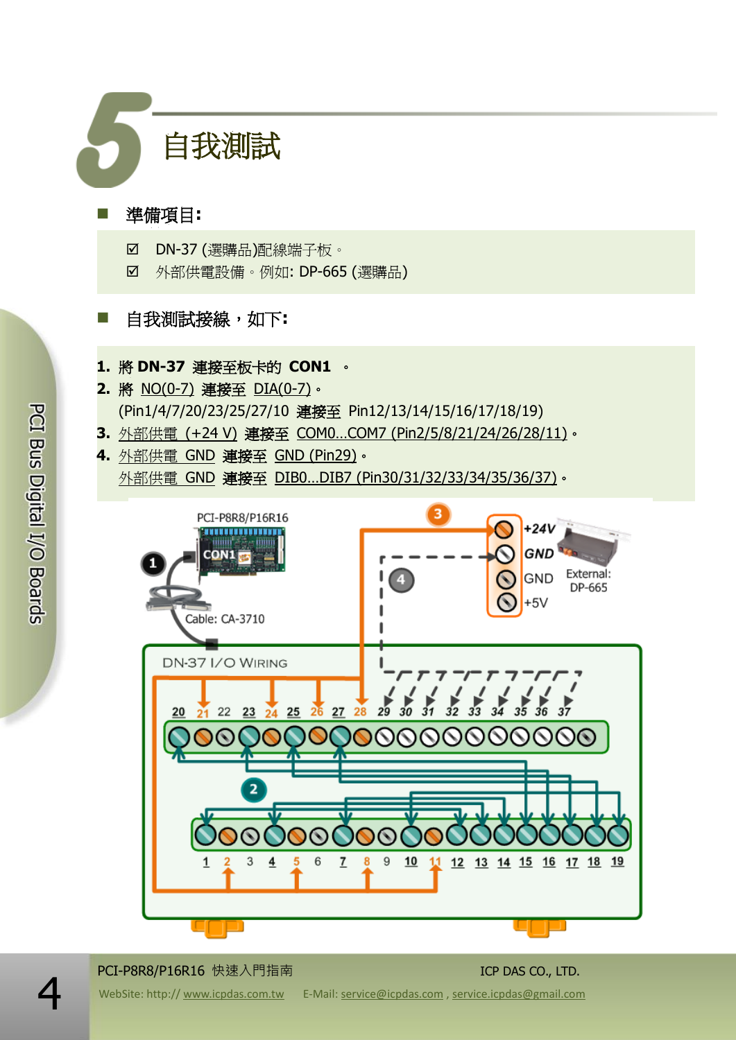# 5 自我測試

## 準備項目:

- ☑ DN-37 (選購品)配線端子板。
- ☑ 外部供電設備。例如: DP-665 (選購品)

## 自我測試接線，如下:

1. 將 **DN-37** 連接至板卡的 **CON1** 。
2. 將 NO(0-7) 連接至 DIA(0-7)。
   (Pin1/4/7/20/23/25/27/10 連接至 Pin12/13/14/15/16/17/18/19)
3. 外部供電 (+24 V) 連接至 COM0...COM7 (Pin2/5/8/21/24/26/28/11)。
4. 外部供電 GND 連接至 GND (Pin29)。
   外部供電 GND 連接至 DIB0...DIB7 (Pin30/31/32/33/34/35/36/37)。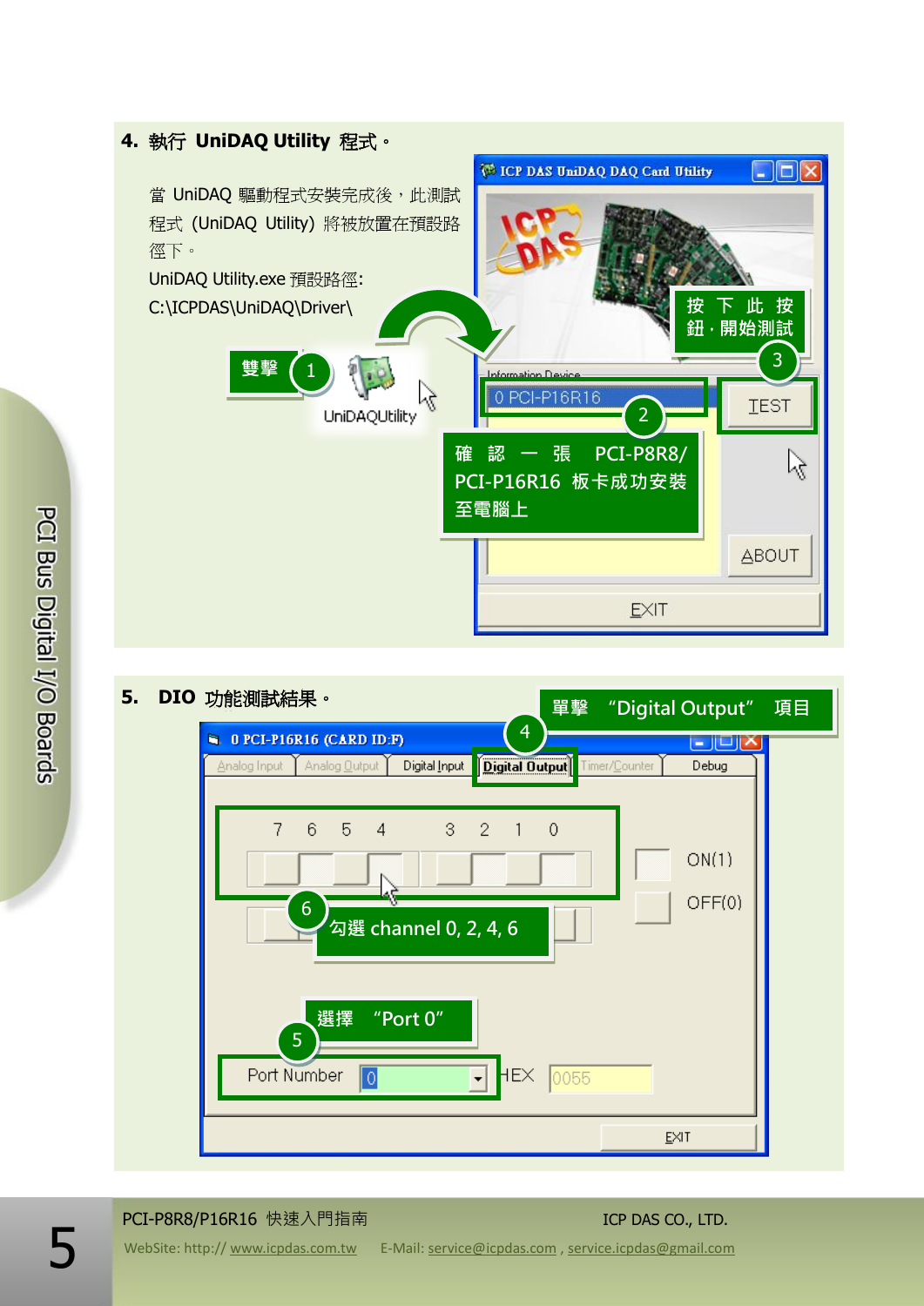## 4. 執行 UniDAQ Utility 程式。

當 UniDAQ 驅動程式安裝完成後，此測試程式 (UniDAQ Utility) 將被放置在預設路徑下。

UniDAQ Utility.exe 預設路徑:
C:\ICPDAS\UniDAQ\Driver\

雙擊 ① UniDAQUtility

② 確認一張 PCI-P8R8/PCI-P16R16 板卡成功安裝至電腦上

③ 按下此按鈕，開始測試

## 5. DIO 功能測試結果。

④ 單擊 "Digital Output" 項目

⑤ 選擇 "Port 0"

⑥ 勾選 channel 0, 2, 4, 6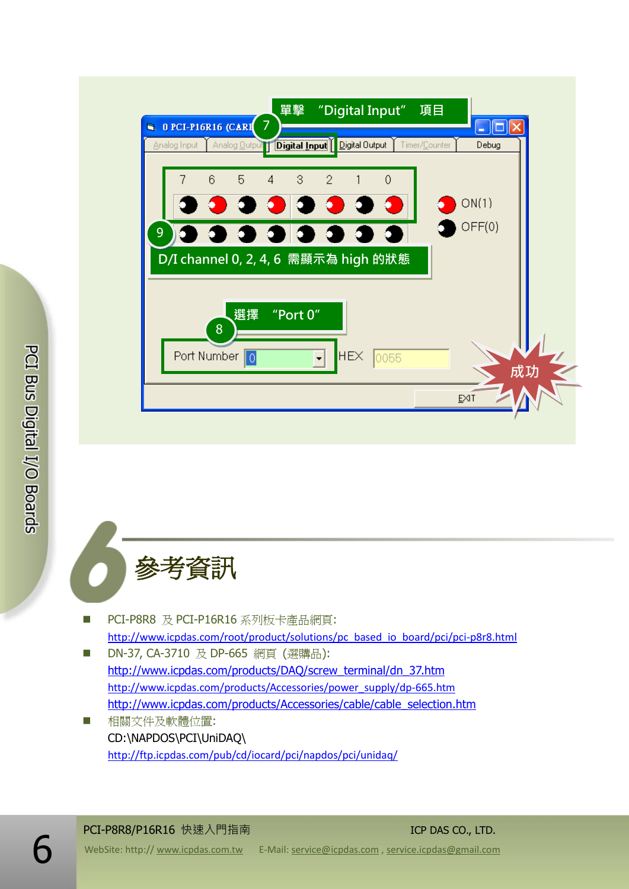單擊 "Digital Input" 項目

7

0 PCI-P16R16 (CARD

Analog Input | Analog Output | Digital Input | Digital Output | Timer/Counter | Debug

7 6 5 4 3 2 1 0

ON(1)

OFF(0)

9

D/I channel 0, 2, 4, 6 需顯示為 high 的狀態

選擇 "Port 0"

8

Port Number 0 HEX 0055

成功

EXIT

# 6 參考資訊

- PCI-P8R8 及 PCI-P16R16 系列板卡產品網頁:
  http://www.icpdas.com/root/product/solutions/pc_based_io_board/pci/pci-p8r8.html
- DN-37, CA-3710 及 DP-665 網頁 (選購品):
  http://www.icpdas.com/products/DAQ/screw_terminal/dn_37.htm
  http://www.icpdas.com/products/Accessories/power_supply/dp-665.htm
  http://www.icpdas.com/products/Accessories/cable/cable_selection.htm
- 相關文件及軟體位置:
  CD:\NAPDOS\PCI\UniDAQ\
  http://ftp.icpdas.com/pub/cd/iocard/pci/napdos/pci/unidaq/